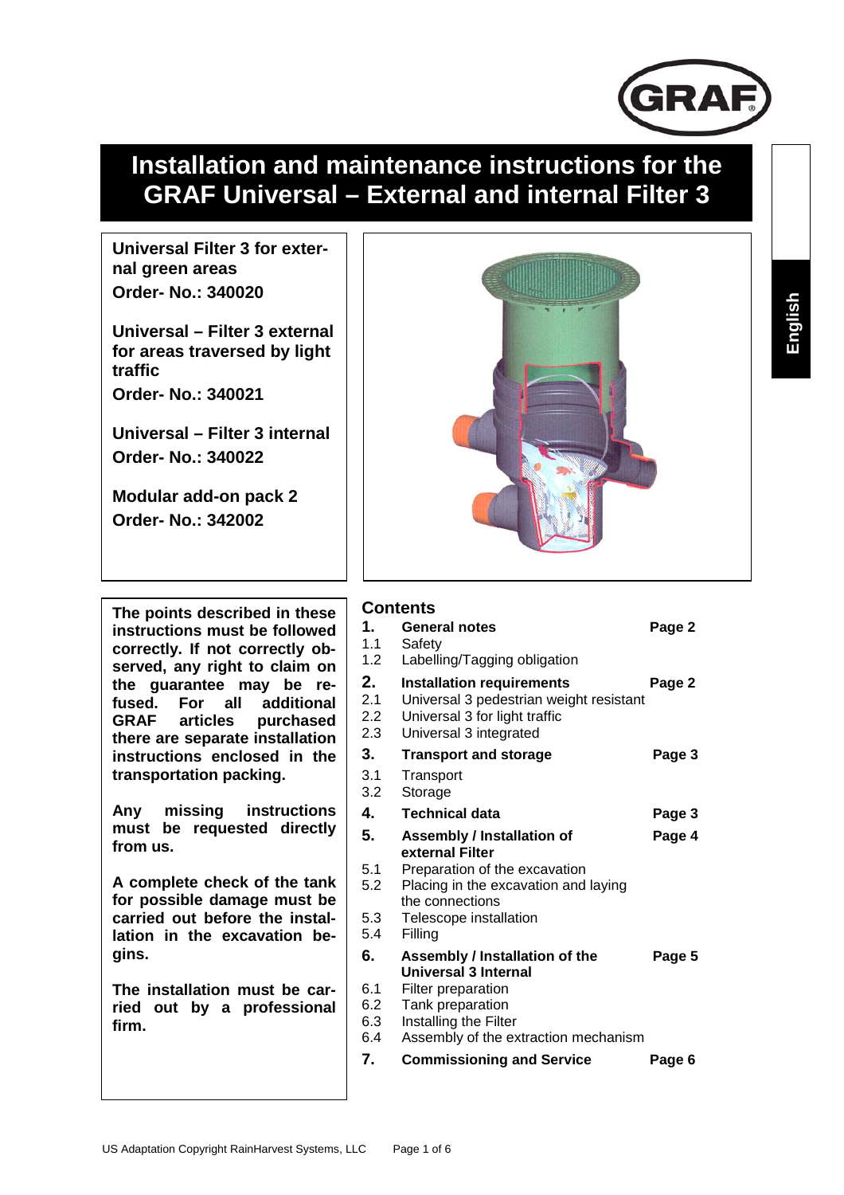GRAF

# Installation and maintenance instructions for the GRAF Universal – External and internal Filter 3

English

**Universal Filter 3 for external green areas**
**Order- No.: 340020**

**Universal – Filter 3 external for areas traversed by light traffic**
**Order- No.: 340021**

**Universal – Filter 3 internal**
**Order- No.: 340022**

**Modular add-on pack 2**
**Order- No.: 342002**

**The points described in these instructions must be followed correctly. If not correctly observed, any right to claim on the guarantee may be refused. For all additional GRAF articles purchased there are separate installation instructions enclosed in the transportation packing.**

**Any missing instructions must be requested directly from us.**

**A complete check of the tank for possible damage must be carried out before the installation in the excavation begins.**

**The installation must be carried out by a professional firm.**

## Contents

| | | |
|---|---|---|
| **1.** | **General notes** | **Page 2** |
| 1.1 | Safety | |
| 1.2 | Labelling/Tagging obligation | |
| **2.** | **Installation requirements** | **Page 2** |
| 2.1 | Universal 3 pedestrian weight resistant | |
| 2.2 | Universal 3 for light traffic | |
| 2.3 | Universal 3 integrated | |
| **3.** | **Transport and storage** | **Page 3** |
| 3.1 | Transport | |
| 3.2 | Storage | |
| **4.** | **Technical data** | **Page 3** |
| **5.** | **Assembly / Installation of external Filter** | **Page 4** |
| 5.1 | Preparation of the excavation | |
| 5.2 | Placing in the excavation and laying the connections | |
| 5.3 | Telescope installation | |
| 5.4 | Filling | |
| **6.** | **Assembly / Installation of the Universal 3 Internal** | **Page 5** |
| 6.1 | Filter preparation | |
| 6.2 | Tank preparation | |
| 6.3 | Installing the Filter | |
| 6.4 | Assembly of the extraction mechanism | |
| **7.** | **Commissioning and Service** | **Page 6** |

US Adaptation Copyright RainHarvest Systems, LLC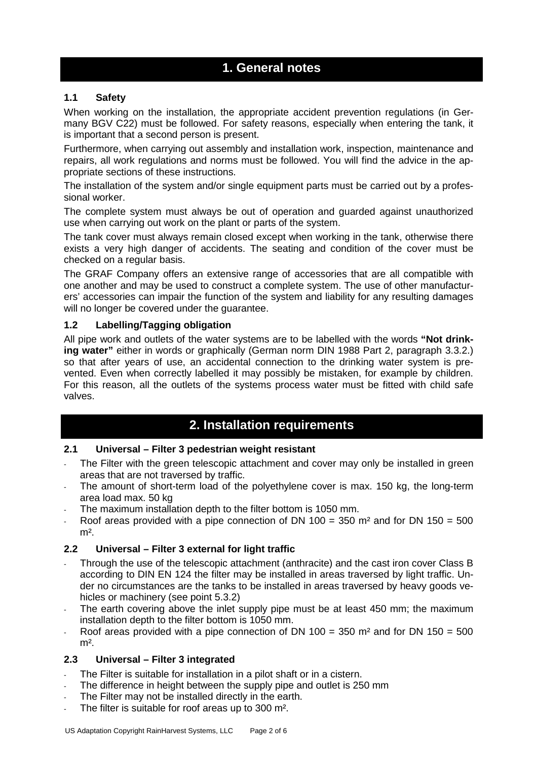# 1. General notes

### 1.1 Safety

When working on the installation, the appropriate accident prevention regulations (in Germany BGV C22) must be followed. For safety reasons, especially when entering the tank, it is important that a second person is present.

Furthermore, when carrying out assembly and installation work, inspection, maintenance and repairs, all work regulations and norms must be followed. You will find the advice in the appropriate sections of these instructions.

The installation of the system and/or single equipment parts must be carried out by a professional worker.

The complete system must always be out of operation and guarded against unauthorized use when carrying out work on the plant or parts of the system.

The tank cover must always remain closed except when working in the tank, otherwise there exists a very high danger of accidents. The seating and condition of the cover must be checked on a regular basis.

The GRAF Company offers an extensive range of accessories that are all compatible with one another and may be used to construct a complete system. The use of other manufacturers' accessories can impair the function of the system and liability for any resulting damages will no longer be covered under the guarantee.

### 1.2 Labelling/Tagging obligation

All pipe work and outlets of the water systems are to be labelled with the words **"Not drinking water"** either in words or graphically (German norm DIN 1988 Part 2, paragraph 3.3.2.) so that after years of use, an accidental connection to the drinking water system is prevented. Even when correctly labelled it may possibly be mistaken, for example by children. For this reason, all the outlets of the systems process water must be fitted with child safe valves.

# 2. Installation requirements

### 2.1 Universal – Filter 3 pedestrian weight resistant

- The Filter with the green telescopic attachment and cover may only be installed in green areas that are not traversed by traffic.
- The amount of short-term load of the polyethylene cover is max. 150 kg, the long-term area load max. 50 kg
- The maximum installation depth to the filter bottom is 1050 mm.
- Roof areas provided with a pipe connection of DN 100 = 350 m² and for DN 150 = 500 m².

### 2.2 Universal – Filter 3 external for light traffic

- Through the use of the telescopic attachment (anthracite) and the cast iron cover Class B according to DIN EN 124 the filter may be installed in areas traversed by light traffic. Under no circumstances are the tanks to be installed in areas traversed by heavy goods vehicles or machinery (see point 5.3.2)
- The earth covering above the inlet supply pipe must be at least 450 mm; the maximum installation depth to the filter bottom is 1050 mm.
- Roof areas provided with a pipe connection of DN 100 = 350 m² and for DN 150 = 500 m².

### 2.3 Universal – Filter 3 integrated

- The Filter is suitable for installation in a pilot shaft or in a cistern.
- The difference in height between the supply pipe and outlet is 250 mm
- The Filter may not be installed directly in the earth.
- The filter is suitable for roof areas up to 300 m².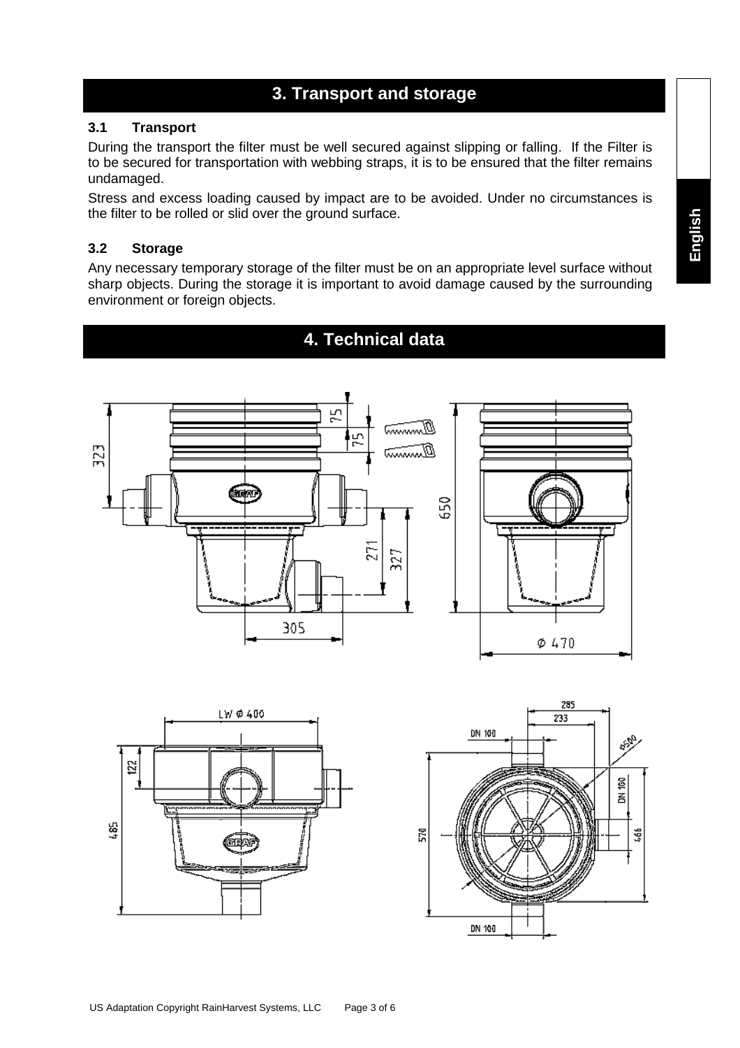# 3. Transport and storage

### 3.1 Transport

During the transport the filter must be well secured against slipping or falling. If the Filter is to be secured for transportation with webbing straps, it is to be ensured that the filter remains undamaged.

Stress and excess loading caused by impact are to be avoided. Under no circumstances is the filter to be rolled or slid over the ground surface.

### 3.2 Storage

Any necessary temporary storage of the filter must be on an appropriate level surface without sharp objects. During the storage it is important to avoid damage caused by the surrounding environment or foreign objects.

# 4. Technical data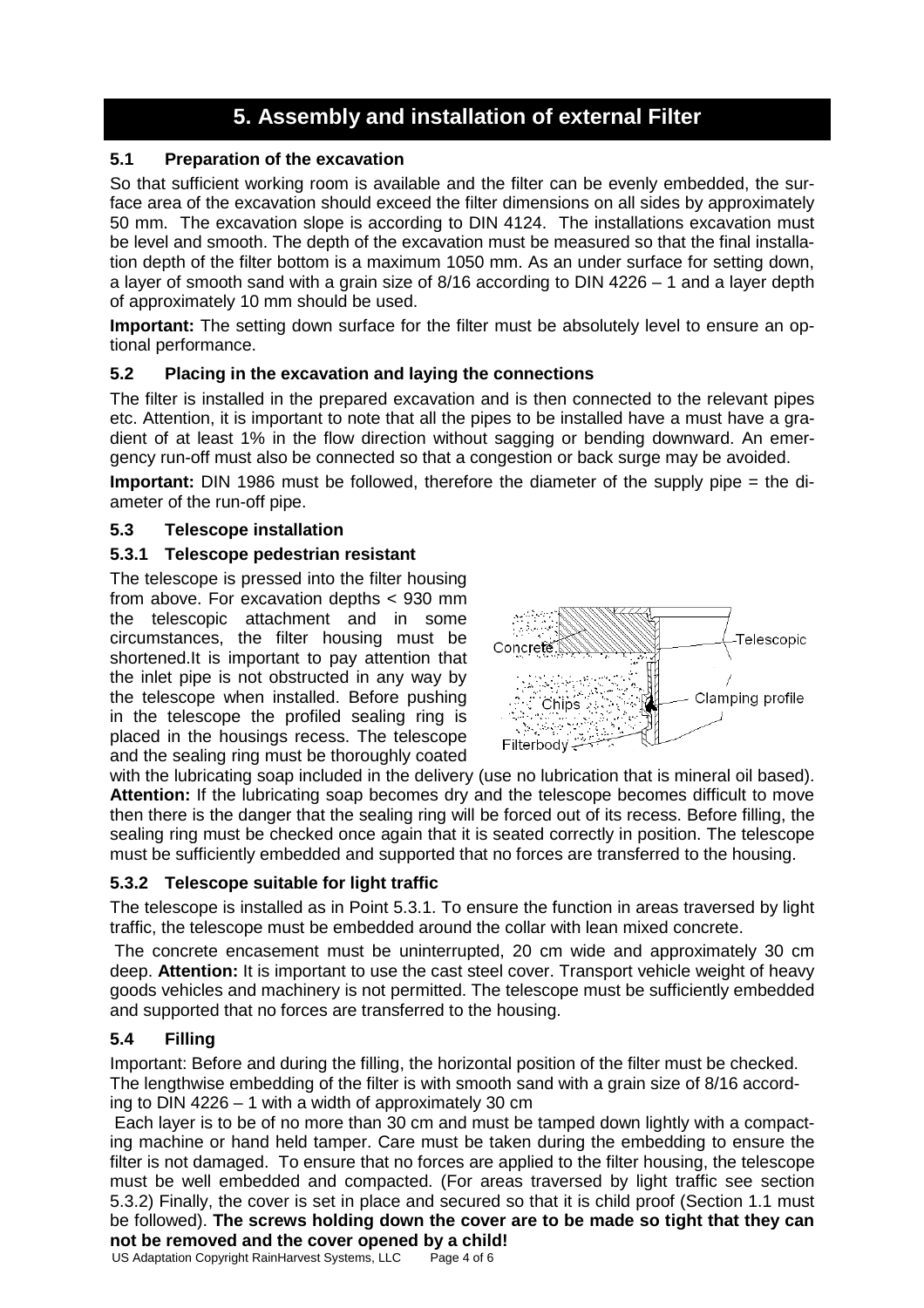# 5. Assembly and installation of external Filter

### 5.1 Preparation of the excavation

So that sufficient working room is available and the filter can be evenly embedded, the surface area of the excavation should exceed the filter dimensions on all sides by approximately 50 mm. The excavation slope is according to DIN 4124. The installations excavation must be level and smooth. The depth of the excavation must be measured so that the final installation depth of the filter bottom is a maximum 1050 mm. As an under surface for setting down, a layer of smooth sand with a grain size of 8/16 according to DIN 4226 – 1 and a layer depth of approximately 10 mm should be used.

**Important:** The setting down surface for the filter must be absolutely level to ensure an optional performance.

### 5.2 Placing in the excavation and laying the connections

The filter is installed in the prepared excavation and is then connected to the relevant pipes etc. Attention, it is important to note that all the pipes to be installed have a must have a gradient of at least 1% in the flow direction without sagging or bending downward. An emergency run-off must also be connected so that a congestion or back surge may be avoided.

**Important:** DIN 1986 must be followed, therefore the diameter of the supply pipe = the diameter of the run-off pipe.

### 5.3 Telescope installation

#### 5.3.1 Telescope pedestrian resistant

The telescope is pressed into the filter housing from above. For excavation depths < 930 mm the telescopic attachment and in some circumstances, the filter housing must be shortened.It is important to pay attention that the inlet pipe is not obstructed in any way by the telescope when installed. Before pushing in the telescope the profiled sealing ring is placed in the housings recess. The telescope and the sealing ring must be thoroughly coated with the lubricating soap included in the delivery (use no lubrication that is mineral oil based). **Attention:** If the lubricating soap becomes dry and the telescope becomes difficult to move then there is the danger that the sealing ring will be forced out of its recess. Before filling, the sealing ring must be checked once again that it is seated correctly in position. The telescope must be sufficiently embedded and supported that no forces are transferred to the housing.

Concrete – Telescopic – Chips – Clamping profile – Filterbody

#### 5.3.2 Telescope suitable for light traffic

The telescope is installed as in Point 5.3.1. To ensure the function in areas traversed by light traffic, the telescope must be embedded around the collar with lean mixed concrete.

The concrete encasement must be uninterrupted, 20 cm wide and approximately 30 cm deep. **Attention:** It is important to use the cast steel cover. Transport vehicle weight of heavy goods vehicles and machinery is not permitted. The telescope must be sufficiently embedded and supported that no forces are transferred to the housing.

### 5.4 Filling

Important: Before and during the filling, the horizontal position of the filter must be checked. The lengthwise embedding of the filter is with smooth sand with a grain size of 8/16 according to DIN 4226 – 1 with a width of approximately 30 cm

Each layer is to be of no more than 30 cm and must be tamped down lightly with a compacting machine or hand held tamper. Care must be taken during the embedding to ensure the filter is not damaged. To ensure that no forces are applied to the filter housing, the telescope must be well embedded and compacted. (For areas traversed by light traffic see section 5.3.2) Finally, the cover is set in place and secured so that it is child proof (Section 1.1 must be followed). **The screws holding down the cover are to be made so tight that they can not be removed and the cover opened by a child!**

US Adaptation Copyright RainHarvest Systems, LLC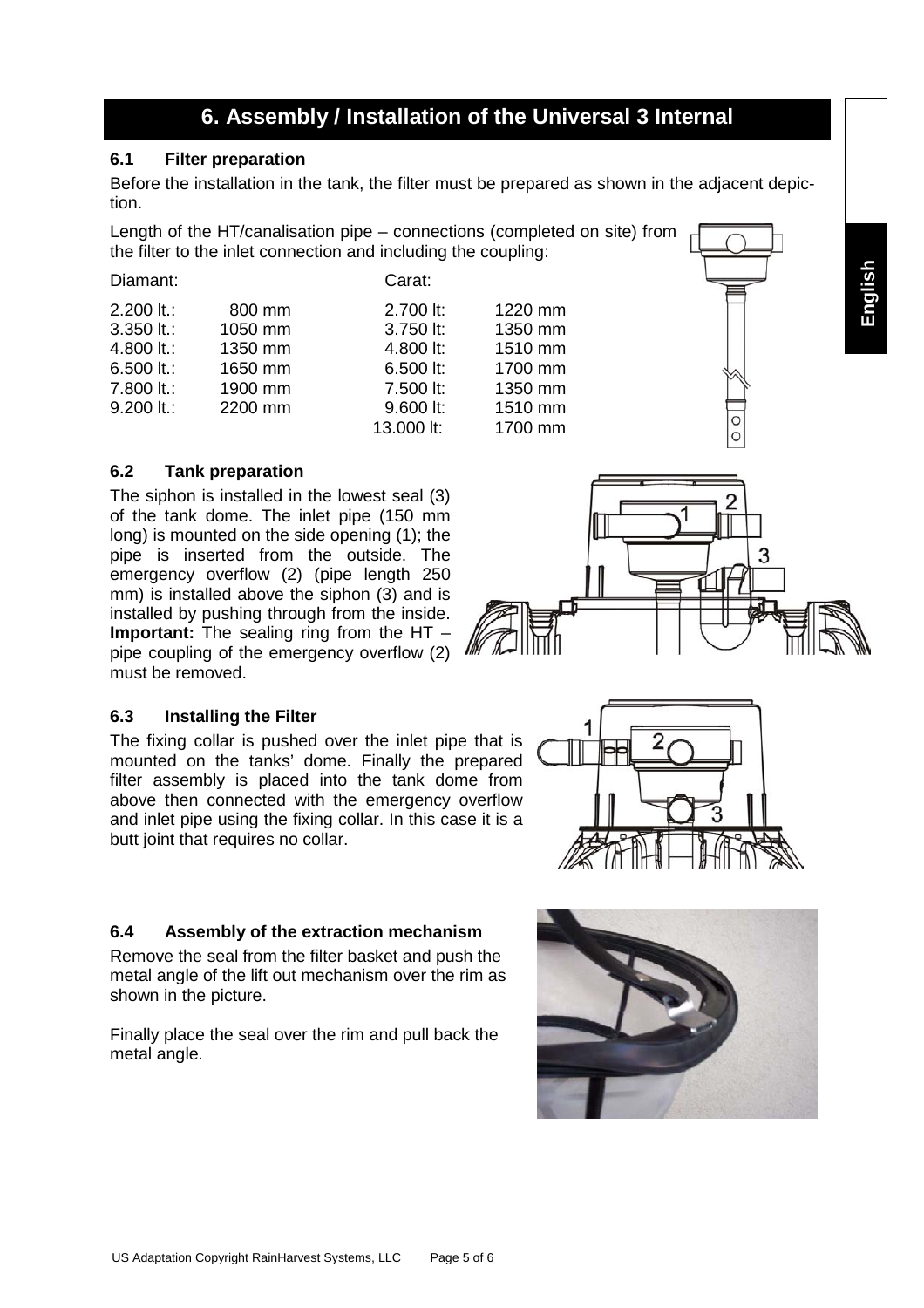# 6. Assembly / Installation of the Universal 3 Internal

### 6.1 Filter preparation

Before the installation in the tank, the filter must be prepared as shown in the adjacent depiction.

Length of the HT/canalisation pipe – connections (completed on site) from the filter to the inlet connection and including the coupling:

| Diamant: | | Carat: | |
|---|---|---|---|
| 2.200 lt.: | 800 mm | 2.700 lt: | 1220 mm |
| 3.350 lt.: | 1050 mm | 3.750 lt: | 1350 mm |
| 4.800 lt.: | 1350 mm | 4.800 lt: | 1510 mm |
| 6.500 lt.: | 1650 mm | 6.500 lt: | 1700 mm |
| 7.800 lt.: | 1900 mm | 7.500 lt: | 1350 mm |
| 9.200 lt.: | 2200 mm | 9.600 lt: | 1510 mm |
| | | 13.000 lt: | 1700 mm |

### 6.2 Tank preparation

The siphon is installed in the lowest seal (3) of the tank dome. The inlet pipe (150 mm long) is mounted on the side opening (1); the pipe is inserted from the outside. The emergency overflow (2) (pipe length 250 mm) is installed above the siphon (3) and is installed by pushing through from the inside. **Important:** The sealing ring from the HT – pipe coupling of the emergency overflow (2) must be removed.

### 6.3 Installing the Filter

The fixing collar is pushed over the inlet pipe that is mounted on the tanks' dome. Finally the prepared filter assembly is placed into the tank dome from above then connected with the emergency overflow and inlet pipe using the fixing collar. In this case it is a butt joint that requires no collar.

### 6.4 Assembly of the extraction mechanism

Remove the seal from the filter basket and push the metal angle of the lift out mechanism over the rim as shown in the picture.

Finally place the seal over the rim and pull back the metal angle.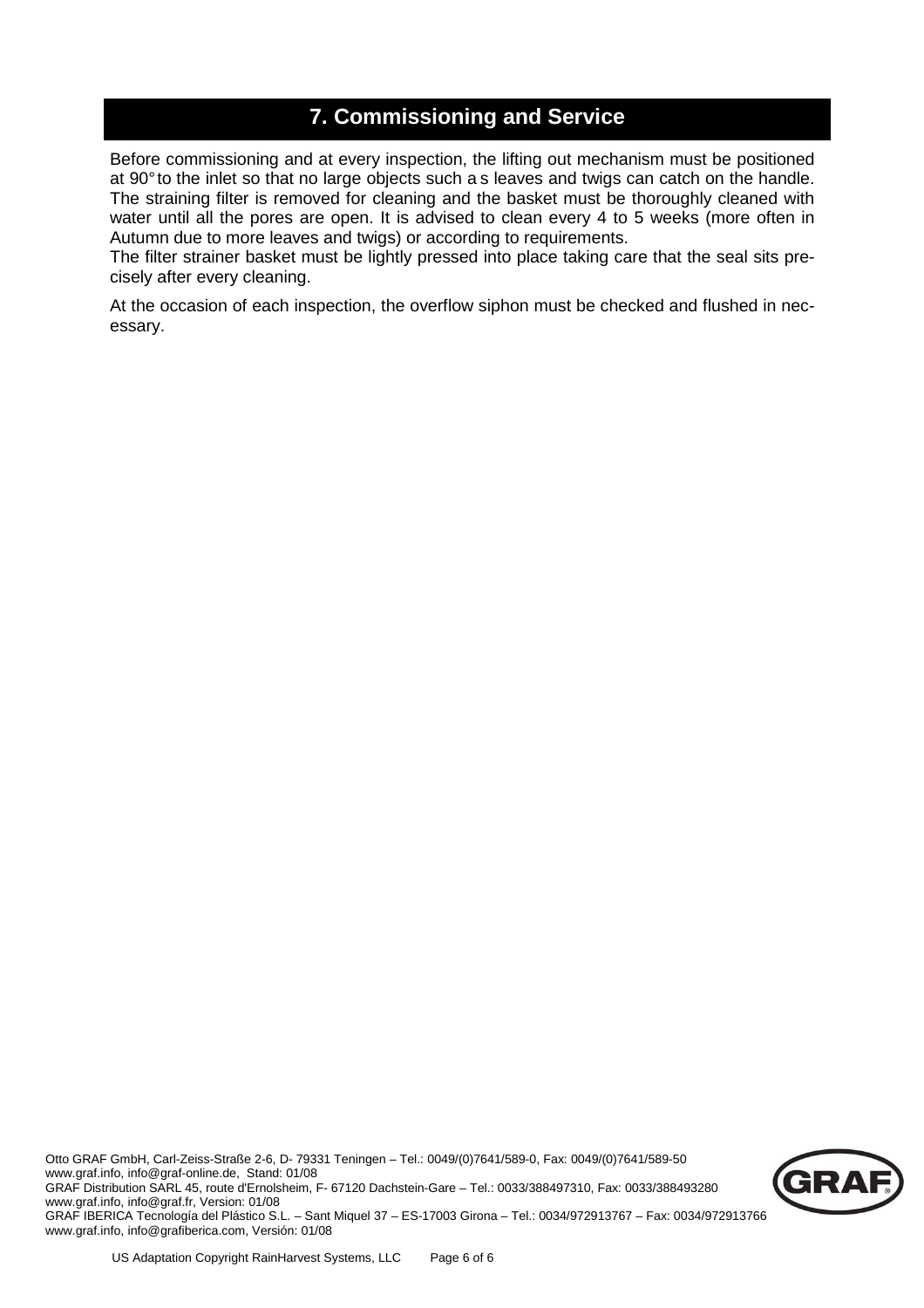## 7. Commissioning and Service

Before commissioning and at every inspection, the lifting out mechanism must be positioned at 90° to the inlet so that no large objects such as leaves and twigs can catch on the handle. The straining filter is removed for cleaning and the basket must be thoroughly cleaned with water until all the pores are open. It is advised to clean every 4 to 5 weeks (more often in Autumn due to more leaves and twigs) or according to requirements.
The filter strainer basket must be lightly pressed into place taking care that the seal sits precisely after every cleaning.

At the occasion of each inspection, the overflow siphon must be checked and flushed in necessary.

Otto GRAF GmbH, Carl-Zeiss-Straße 2-6, D- 79331 Teningen – Tel.: 0049/(0)7641/589-0, Fax: 0049/(0)7641/589-50
www.graf.info, info@graf-online.de, Stand: 01/08
GRAF Distribution SARL 45, route d'Ernolsheim, F- 67120 Dachstein-Gare – Tel.: 0033/388497310, Fax: 0033/388493280
www.graf.info, info@graf.fr, Version: 01/08
GRAF IBERICA Tecnología del Plástico S.L. – Sant Miquel 37 – ES-17003 Girona – Tel.: 0034/972913767 – Fax: 0034/972913766
www.graf.info, info@grafiberica.com, Versión: 01/08

US Adaptation Copyright RainHarvest Systems, LLC